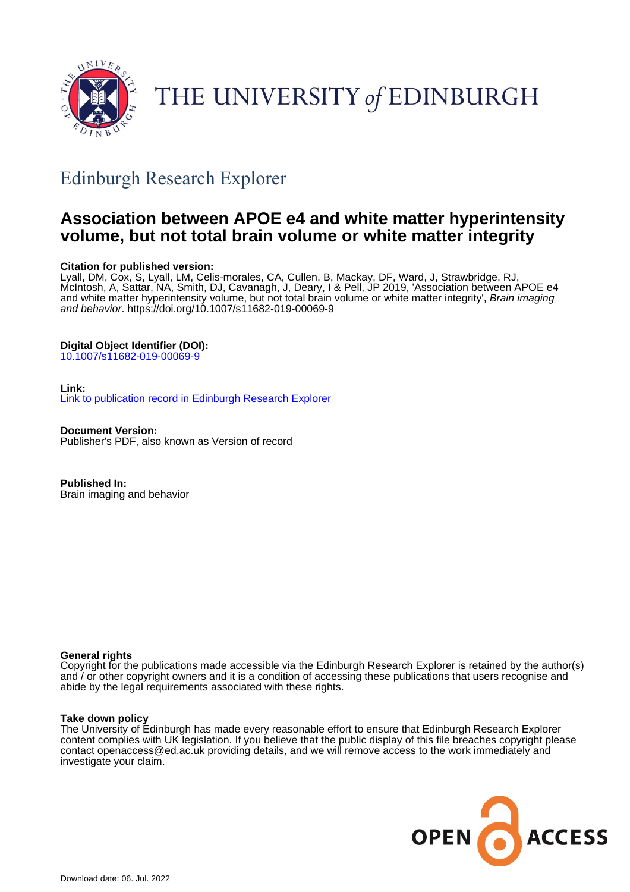THE UNIVERSITY *of* EDINBURGH

## Edinburgh Research Explorer

# Association between APOE e4 and white matter hyperintensity volume, but not total brain volume or white matter integrity

**Citation for published version:**
Lyall, DM, Cox, S, Lyall, LM, Celis-morales, CA, Cullen, B, Mackay, DF, Ward, J, Strawbridge, RJ, McIntosh, A, Sattar, NA, Smith, DJ, Cavanagh, J, Deary, I & Pell, JP 2019, 'Association between APOE e4 and white matter hyperintensity volume, but not total brain volume or white matter integrity', *Brain imaging and behavior*. https://doi.org/10.1007/s11682-019-00069-9

**Digital Object Identifier (DOI):**
10.1007/s11682-019-00069-9

**Link:**
Link to publication record in Edinburgh Research Explorer

**Document Version:**
Publisher's PDF, also known as Version of record

**Published In:**
Brain imaging and behavior

**General rights**
Copyright for the publications made accessible via the Edinburgh Research Explorer is retained by the author(s) and / or other copyright owners and it is a condition of accessing these publications that users recognise and abide by the legal requirements associated with these rights.

**Take down policy**
The University of Edinburgh has made every reasonable effort to ensure that Edinburgh Research Explorer content complies with UK legislation. If you believe that the public display of this file breaches copyright please contact openaccess@ed.ac.uk providing details, and we will remove access to the work immediately and investigate your claim.

OPEN ACCESS

Download date: 06. Jul. 2022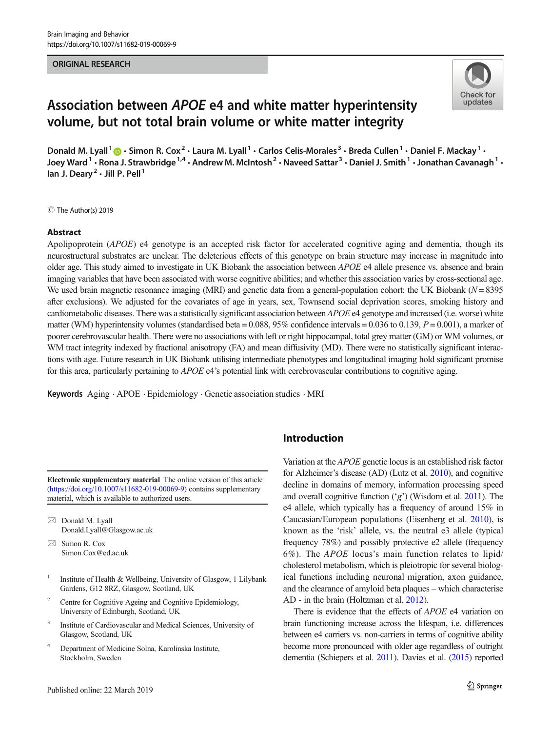ORIGINAL RESEARCH

# Association between *APOE* e4 and white matter hyperintensity volume, but not total brain volume or white matter integrity

Donald M. Lyall[1] · Simon R. Cox[2] · Laura M. Lyall[1] · Carlos Celis-Morales[3] · Breda Cullen[1] · Daniel F. Mackay[1] · Joey Ward[1] · Rona J. Strawbridge[1,4] · Andrew M. McIntosh[2] · Naveed Sattar[3] · Daniel J. Smith[1] · Jonathan Cavanagh[1] · Ian J. Deary[2] · Jill P. Pell[1]

© The Author(s) 2019

## Abstract

Apolipoprotein (*APOE*) e4 genotype is an accepted risk factor for accelerated cognitive aging and dementia, though its neurostructural substrates are unclear. The deleterious effects of this genotype on brain structure may increase in magnitude into older age. This study aimed to investigate in UK Biobank the association between *APOE* e4 allele presence vs. absence and brain imaging variables that have been associated with worse cognitive abilities; and whether this association varies by cross-sectional age. We used brain magnetic resonance imaging (MRI) and genetic data from a general-population cohort: the UK Biobank ($N = 8395$ after exclusions). We adjusted for the covariates of age in years, sex, Townsend social deprivation scores, smoking history and cardiometabolic diseases. There was a statistically significant association between *APOE* e4 genotype and increased (i.e. worse) white matter (WM) hyperintensity volumes (standardised beta = 0.088, 95% confidence intervals = 0.036 to 0.139, $P = 0.001$), a marker of poorer cerebrovascular health. There were no associations with left or right hippocampal, total grey matter (GM) or WM volumes, or WM tract integrity indexed by fractional anisotropy (FA) and mean diffusivity (MD). There were no statistically significant interactions with age. Future research in UK Biobank utilising intermediate phenotypes and longitudinal imaging hold significant promise for this area, particularly pertaining to *APOE* e4's potential link with cerebrovascular contributions to cognitive aging.

**Keywords** Aging · APOE · Epidemiology · Genetic association studies · MRI

## Introduction

Variation at the *APOE* genetic locus is an established risk factor for Alzheimer's disease (AD) (Lutz et al. 2010), and cognitive decline in domains of memory, information processing speed and overall cognitive function ('*g*') (Wisdom et al. 2011). The e4 allele, which typically has a frequency of around 15% in Caucasian/European populations (Eisenberg et al. 2010), is known as the 'risk' allele, vs. the neutral e3 allele (typical frequency 78%) and possibly protective e2 allele (frequency 6%). The *APOE* locus's main function relates to lipid/cholesterol metabolism, which is pleiotropic for several biological functions including neuronal migration, axon guidance, and the clearance of amyloid beta plaques – which characterise AD - in the brain (Holtzman et al. 2012).

There is evidence that the effects of *APOE* e4 variation on brain functioning increase across the lifespan, i.e. differences between e4 carriers vs. non-carriers in terms of cognitive ability become more pronounced with older age regardless of outright dementia (Schiepers et al. 2011). Davies et al. (2015) reported

**Electronic supplementary material** The online version of this article (https://doi.org/10.1007/s11682-019-00069-9) contains supplementary material, which is available to authorized users.

✉ Donald M. Lyall
Donald.Lyall@Glasgow.ac.uk

✉ Simon R. Cox
Simon.Cox@ed.ac.uk

[1] Institute of Health & Wellbeing, University of Glasgow, 1 Lilybank Gardens, G12 8RZ, Glasgow, Scotland, UK

[2] Centre for Cognitive Ageing and Cognitive Epidemiology, University of Edinburgh, Scotland, UK

[3] Institute of Cardiovascular and Medical Sciences, University of Glasgow, Scotland, UK

[4] Department of Medicine Solna, Karolinska Institute, Stockholm, Sweden

Published online: 22 March 2019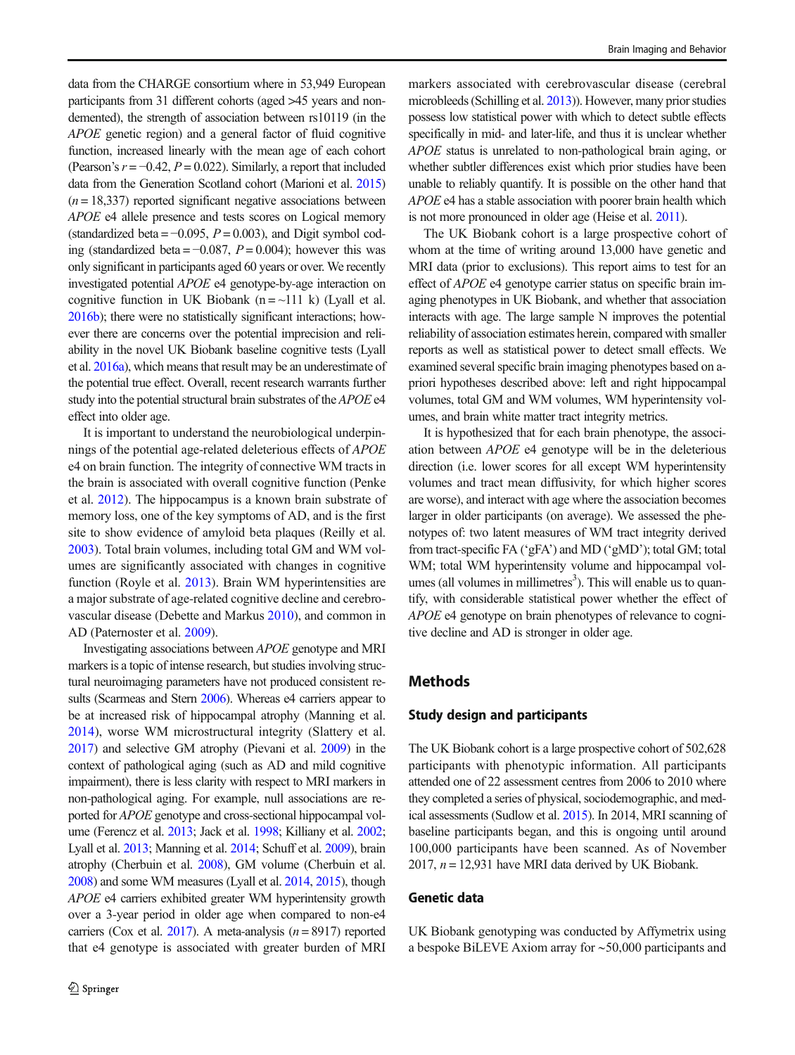data from the CHARGE consortium where in 53,949 European participants from 31 different cohorts (aged >45 years and non-demented), the strength of association between rs10119 (in the *APOE* genetic region) and a general factor of fluid cognitive function, increased linearly with the mean age of each cohort (Pearson's $r = -0.42$, $P = 0.022$). Similarly, a report that included data from the Generation Scotland cohort (Marioni et al. 2015) ($n = 18{,}337$) reported significant negative associations between *APOE* e4 allele presence and tests scores on Logical memory (standardized beta $= -0.095$, $P = 0.003$), and Digit symbol coding (standardized beta $= -0.087$, $P = 0.004$); however this was only significant in participants aged 60 years or over. We recently investigated potential *APOE* e4 genotype-by-age interaction on cognitive function in UK Biobank (n = ~111 k) (Lyall et al. 2016b); there were no statistically significant interactions; however there are concerns over the potential imprecision and reliability in the novel UK Biobank baseline cognitive tests (Lyall et al. 2016a), which means that result may be an underestimate of the potential true effect. Overall, recent research warrants further study into the potential structural brain substrates of the *APOE* e4 effect into older age.

It is important to understand the neurobiological underpinnings of the potential age-related deleterious effects of *APOE* e4 on brain function. The integrity of connective WM tracts in the brain is associated with overall cognitive function (Penke et al. 2012). The hippocampus is a known brain substrate of memory loss, one of the key symptoms of AD, and is the first site to show evidence of amyloid beta plaques (Reilly et al. 2003). Total brain volumes, including total GM and WM volumes are significantly associated with changes in cognitive function (Royle et al. 2013). Brain WM hyperintensities are a major substrate of age-related cognitive decline and cerebrovascular disease (Debette and Markus 2010), and common in AD (Paternoster et al. 2009).

Investigating associations between *APOE* genotype and MRI markers is a topic of intense research, but studies involving structural neuroimaging parameters have not produced consistent results (Scarmeas and Stern 2006). Whereas e4 carriers appear to be at increased risk of hippocampal atrophy (Manning et al. 2014), worse WM microstructural integrity (Slattery et al. 2017) and selective GM atrophy (Pievani et al. 2009) in the context of pathological aging (such as AD and mild cognitive impairment), there is less clarity with respect to MRI markers in non-pathological aging. For example, null associations are reported for *APOE* genotype and cross-sectional hippocampal volume (Ferencz et al. 2013; Jack et al. 1998; Killiany et al. 2002; Lyall et al. 2013; Manning et al. 2014; Schuff et al. 2009), brain atrophy (Cherbuin et al. 2008), GM volume (Cherbuin et al. 2008) and some WM measures (Lyall et al. 2014, 2015), though *APOE* e4 carriers exhibited greater WM hyperintensity growth over a 3-year period in older age when compared to non-e4 carriers (Cox et al. 2017). A meta-analysis ($n = 8917$) reported that e4 genotype is associated with greater burden of MRI markers associated with cerebrovascular disease (cerebral microbleeds (Schilling et al. 2013)). However, many prior studies possess low statistical power with which to detect subtle effects specifically in mid- and later-life, and thus it is unclear whether *APOE* status is unrelated to non-pathological brain aging, or whether subtler differences exist which prior studies have been unable to reliably quantify. It is possible on the other hand that *APOE* e4 has a stable association with poorer brain health which is not more pronounced in older age (Heise et al. 2011).

The UK Biobank cohort is a large prospective cohort of whom at the time of writing around 13,000 have genetic and MRI data (prior to exclusions). This report aims to test for an effect of *APOE* e4 genotype carrier status on specific brain imaging phenotypes in UK Biobank, and whether that association interacts with age. The large sample N improves the potential reliability of association estimates herein, compared with smaller reports as well as statistical power to detect small effects. We examined several specific brain imaging phenotypes based on a-priori hypotheses described above: left and right hippocampal volumes, total GM and WM volumes, WM hyperintensity volumes, and brain white matter tract integrity metrics.

It is hypothesized that for each brain phenotype, the association between *APOE* e4 genotype will be in the deleterious direction (i.e. lower scores for all except WM hyperintensity volumes and tract mean diffusivity, for which higher scores are worse), and interact with age where the association becomes larger in older participants (on average). We assessed the phenotypes of: two latent measures of WM tract integrity derived from tract-specific FA ('gFA') and MD ('gMD'); total GM; total WM; total WM hyperintensity volume and hippocampal volumes (all volumes in millimetres$^3$). This will enable us to quantify, with considerable statistical power whether the effect of *APOE* e4 genotype on brain phenotypes of relevance to cognitive decline and AD is stronger in older age.

## Methods

### Study design and participants

The UK Biobank cohort is a large prospective cohort of 502,628 participants with phenotypic information. All participants attended one of 22 assessment centres from 2006 to 2010 where they completed a series of physical, sociodemographic, and medical assessments (Sudlow et al. 2015). In 2014, MRI scanning of baseline participants began, and this is ongoing until around 100,000 participants have been scanned. As of November 2017, $n = 12{,}931$ have MRI data derived by UK Biobank.

### Genetic data

UK Biobank genotyping was conducted by Affymetrix using a bespoke BiLEVE Axiom array for ~50,000 participants and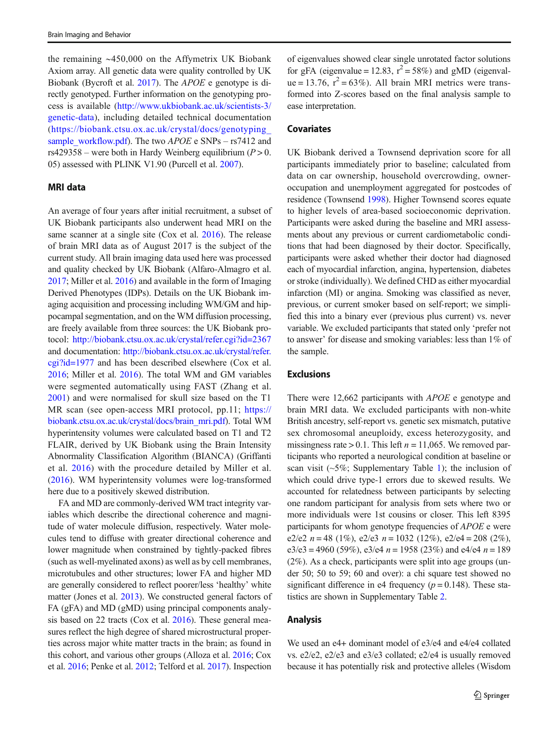the remaining ~450,000 on the Affymetrix UK Biobank Axiom array. All genetic data were quality controlled by UK Biobank (Bycroft et al. 2017). The *APOE* e genotype is directly genotyped. Further information on the genotyping process is available (http://www.ukbiobank.ac.uk/scientists-3/genetic-data), including detailed technical documentation (https://biobank.ctsu.ox.ac.uk/crystal/docs/genotyping_sample_workflow.pdf). The two *APOE* e SNPs – rs7412 and rs429358 – were both in Hardy Weinberg equilibrium ($P > 0.05$) assessed with PLINK V1.90 (Purcell et al. 2007).

### MRI data

An average of four years after initial recruitment, a subset of UK Biobank participants also underwent head MRI on the same scanner at a single site (Cox et al. 2016). The release of brain MRI data as of August 2017 is the subject of the current study. All brain imaging data used here was processed and quality checked by UK Biobank (Alfaro-Almagro et al. 2017; Miller et al. 2016) and available in the form of Imaging Derived Phenotypes (IDPs). Details on the UK Biobank imaging acquisition and processing including WM/GM and hippocampal segmentation, and on the WM diffusion processing, are freely available from three sources: the UK Biobank protocol: http://biobank.ctsu.ox.ac.uk/crystal/refer.cgi?id=2367 and documentation: http://biobank.ctsu.ox.ac.uk/crystal/refer.cgi?id=1977 and has been described elsewhere (Cox et al. 2016; Miller et al. 2016). The total WM and GM variables were segmented automatically using FAST (Zhang et al. 2001) and were normalised for skull size based on the T1 MR scan (see open-access MRI protocol, pp.11; https://biobank.ctsu.ox.ac.uk/crystal/docs/brain_mri.pdf). Total WM hyperintensity volumes were calculated based on T1 and T2 FLAIR, derived by UK Biobank using the Brain Intensity Abnormality Classification Algorithm (BIANCA) (Griffanti et al. 2016) with the procedure detailed by Miller et al. (2016). WM hyperintensity volumes were log-transformed here due to a positively skewed distribution.

FA and MD are commonly-derived WM tract integrity variables which describe the directional coherence and magnitude of water molecule diffusion, respectively. Water molecules tend to diffuse with greater directional coherence and lower magnitude when constrained by tightly-packed fibres (such as well-myelinated axons) as well as by cell membranes, microtubules and other structures; lower FA and higher MD are generally considered to reflect poorer/less 'healthy' white matter (Jones et al. 2013). We constructed general factors of FA (gFA) and MD (gMD) using principal components analysis based on 22 tracts (Cox et al. 2016). These general measures reflect the high degree of shared microstructural properties across major white matter tracts in the brain; as found in this cohort, and various other groups (Alloza et al. 2016; Cox et al. 2016; Penke et al. 2012; Telford et al. 2017). Inspection of eigenvalues showed clear single unrotated factor solutions for gFA (eigenvalue = 12.83, $r^2 = 58\%$) and gMD (eigenvalue = 13.76, $r^2 = 63\%$). All brain MRI metrics were transformed into Z-scores based on the final analysis sample to ease interpretation.

### Covariates

UK Biobank derived a Townsend deprivation score for all participants immediately prior to baseline; calculated from data on car ownership, household overcrowding, owner-occupation and unemployment aggregated for postcodes of residence (Townsend 1998). Higher Townsend scores equate to higher levels of area-based socioeconomic deprivation. Participants were asked during the baseline and MRI assessments about any previous or current cardiometabolic conditions that had been diagnosed by their doctor. Specifically, participants were asked whether their doctor had diagnosed each of myocardial infarction, angina, hypertension, diabetes or stroke (individually). We defined CHD as either myocardial infarction (MI) or angina. Smoking was classified as never, previous, or current smoker based on self-report; we simplified this into a binary ever (previous plus current) vs. never variable. We excluded participants that stated only 'prefer not to answer' for disease and smoking variables: less than 1% of the sample.

### Exclusions

There were 12,662 participants with *APOE* e genotype and brain MRI data. We excluded participants with non-white British ancestry, self-report vs. genetic sex mismatch, putative sex chromosomal aneuploidy, excess heterozygosity, and missingness rate > 0.1. This left $n = 11{,}065$. We removed participants who reported a neurological condition at baseline or scan visit (~5%; Supplementary Table 1); the inclusion of which could drive type-1 errors due to skewed results. We accounted for relatedness between participants by selecting one random participant for analysis from sets where two or more individuals were 1st cousins or closer. This left 8395 participants for whom genotype frequencies of *APOE* e were e2/e2 $n = 48$ (1%), e2/e3 $n = 1032$ (12%), e2/e4 = 208 (2%), e3/e3 = 4960 (59%), e3/e4 $n = 1958$ (23%) and e4/e4 $n = 189$ (2%). As a check, participants were split into age groups (under 50; 50 to 59; 60 and over): a chi square test showed no significant difference in e4 frequency ($p = 0.148$). These statistics are shown in Supplementary Table 2.

### Analysis

We used an e4+ dominant model of e3/e4 and e4/e4 collated vs. e2/e2, e2/e3 and e3/e3 collated; e2/e4 is usually removed because it has potentially risk and protective alleles (Wisdom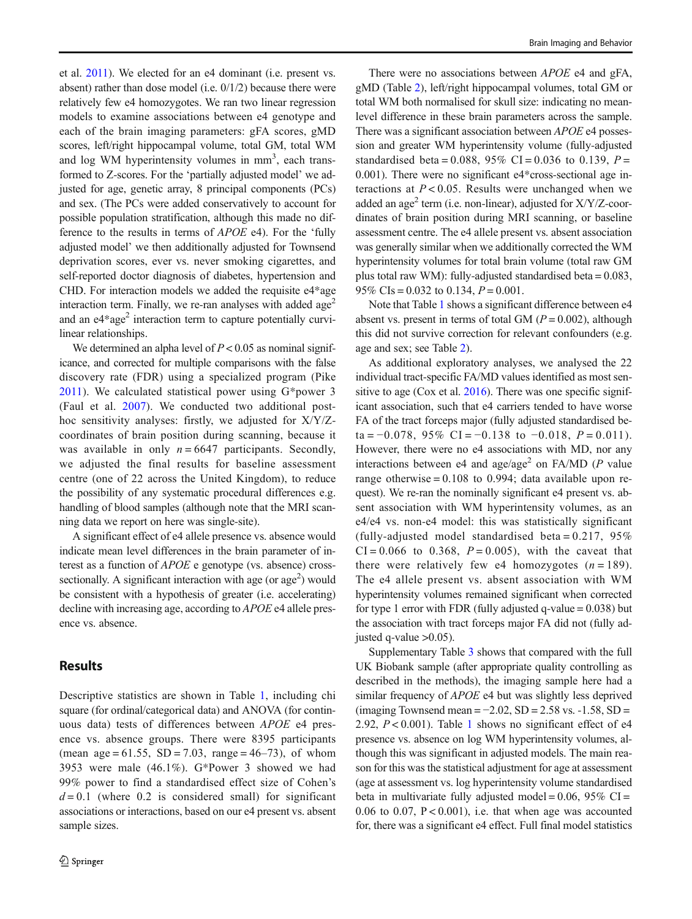et al. 2011). We elected for an e4 dominant (i.e. present vs. absent) rather than dose model (i.e. 0/1/2) because there were relatively few e4 homozygotes. We ran two linear regression models to examine associations between e4 genotype and each of the brain imaging parameters: gFA scores, gMD scores, left/right hippocampal volume, total GM, total WM and log WM hyperintensity volumes in $mm^3$, each transformed to Z-scores. For the 'partially adjusted model' we adjusted for age, genetic array, 8 principal components (PCs) and sex. (The PCs were added conservatively to account for possible population stratification, although this made no difference to the results in terms of *APOE* e4). For the 'fully adjusted model' we then additionally adjusted for Townsend deprivation scores, ever vs. never smoking cigarettes, and self-reported doctor diagnosis of diabetes, hypertension and CHD. For interaction models we added the requisite e4*age interaction term. Finally, we re-ran analyses with added $age^2$ and an e4*$age^2$ interaction term to capture potentially curvilinear relationships.

We determined an alpha level of $P < 0.05$ as nominal significance, and corrected for multiple comparisons with the false discovery rate (FDR) using a specialized program (Pike 2011). We calculated statistical power using G*power 3 (Faul et al. 2007). We conducted two additional post-hoc sensitivity analyses: firstly, we adjusted for X/Y/Z-coordinates of brain position during scanning, because it was available in only $n = 6647$ participants. Secondly, we adjusted the final results for baseline assessment centre (one of 22 across the United Kingdom), to reduce the possibility of any systematic procedural differences e.g. handling of blood samples (although note that the MRI scanning data we report on here was single-site).

A significant effect of e4 allele presence vs. absence would indicate mean level differences in the brain parameter of interest as a function of *APOE* e genotype (vs. absence) cross-sectionally. A significant interaction with age (or $age^2$) would be consistent with a hypothesis of greater (i.e. accelerating) decline with increasing age, according to *APOE* e4 allele presence vs. absence.

## Results

Descriptive statistics are shown in Table 1, including chi square (for ordinal/categorical data) and ANOVA (for continuous data) tests of differences between *APOE* e4 presence vs. absence groups. There were 8395 participants (mean age = 61.55, SD = 7.03, range = 46–73), of whom 3953 were male (46.1%). G*Power 3 showed we had 99% power to find a standardised effect size of Cohen's $d = 0.1$ (where 0.2 is considered small) for significant associations or interactions, based on our e4 present vs. absent sample sizes.

There were no associations between *APOE* e4 and gFA, gMD (Table 2), left/right hippocampal volumes, total GM or total WM both normalised for skull size: indicating no mean-level difference in these brain parameters across the sample. There was a significant association between *APOE* e4 possession and greater WM hyperintensity volume (fully-adjusted standardised beta = 0.088, 95% CI = 0.036 to 0.139, $P = 0.001$). There were no significant e4*cross-sectional age interactions at $P < 0.05$. Results were unchanged when we added an $age^2$ term (i.e. non-linear), adjusted for X/Y/Z-coordinates of brain position during MRI scanning, or baseline assessment centre. The e4 allele present vs. absent association was generally similar when we additionally corrected the WM hyperintensity volumes for total brain volume (total raw GM plus total raw WM): fully-adjusted standardised beta = 0.083, 95% CIs = 0.032 to 0.134, $P = 0.001$.

Note that Table 1 shows a significant difference between e4 absent vs. present in terms of total GM ($P = 0.002$), although this did not survive correction for relevant confounders (e.g. age and sex; see Table 2).

As additional exploratory analyses, we analysed the 22 individual tract-specific FA/MD values identified as most sensitive to age (Cox et al. 2016). There was one specific significant association, such that e4 carriers tended to have worse FA of the tract forceps major (fully adjusted standardised beta = −0.078, 95% CI = −0.138 to −0.018, $P = 0.011$). However, there were no e4 associations with MD, nor any interactions between e4 and age/$age^2$ on FA/MD ($P$ value range otherwise = 0.108 to 0.994; data available upon request). We re-ran the nominally significant e4 present vs. absent association with WM hyperintensity volumes, as an e4/e4 vs. non-e4 model: this was statistically significant (fully-adjusted model standardised beta = 0.217, 95% CI = 0.066 to 0.368, $P = 0.005$), with the caveat that there were relatively few e4 homozygotes ($n = 189$). The e4 allele present vs. absent association with WM hyperintensity volumes remained significant when corrected for type 1 error with FDR (fully adjusted q-value = 0.038) but the association with tract forceps major FA did not (fully adjusted q-value >0.05).

Supplementary Table 3 shows that compared with the full UK Biobank sample (after appropriate quality controlling as described in the methods), the imaging sample here had a similar frequency of *APOE* e4 but was slightly less deprived (imaging Townsend mean = −2.02, SD = 2.58 vs. -1.58, SD = 2.92, $P < 0.001$). Table 1 shows no significant effect of e4 presence vs. absence on log WM hyperintensity volumes, although this was significant in adjusted models. The main reason for this was the statistical adjustment for age at assessment (age at assessment vs. log hyperintensity volume standardised beta in multivariate fully adjusted model = 0.06, 95% CI = 0.06 to 0.07, $P < 0.001$), i.e. that when age was accounted for, there was a significant e4 effect. Full final model statistics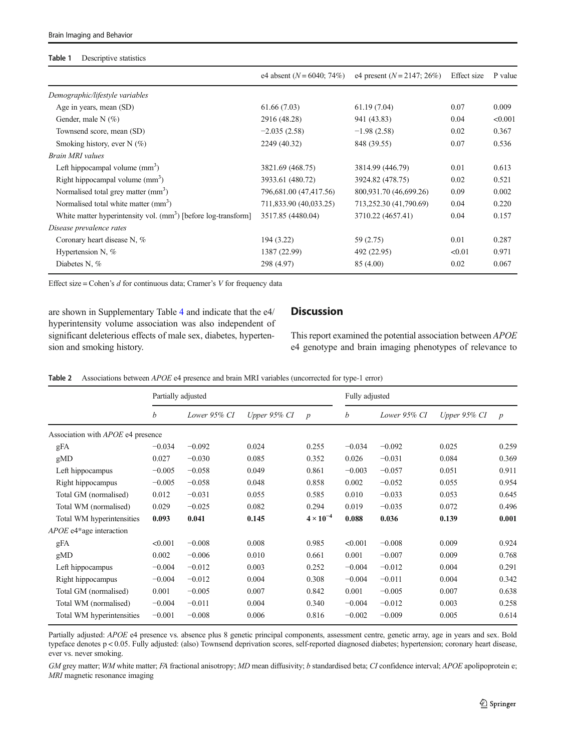**Table 1** Descriptive statistics

| | e4 absent ($N = 6040$; 74%) | e4 present ($N = 2147$; 26%) | Effect size | P value |
|---|---|---|---|---|
| *Demographic/lifestyle variables* | | | | |
| Age in years, mean (SD) | 61.66 (7.03) | 61.19 (7.04) | 0.07 | 0.009 |
| Gender, male N (%) | 2916 (48.28) | 941 (43.83) | 0.04 | <0.001 |
| Townsend score, mean (SD) | −2.035 (2.58) | −1.98 (2.58) | 0.02 | 0.367 |
| Smoking history, ever N (%) | 2249 (40.32) | 848 (39.55) | 0.07 | 0.536 |
| *Brain MRI values* | | | | |
| Left hippocampal volume ($mm^3$) | 3821.69 (468.75) | 3814.99 (446.79) | 0.01 | 0.613 |
| Right hippocampal volume ($mm^3$) | 3933.61 (480.72) | 3924.82 (478.75) | 0.02 | 0.521 |
| Normalised total grey matter ($mm^3$) | 796,681.00 (47,417.56) | 800,931.70 (46,699.26) | 0.09 | 0.002 |
| Normalised total white matter ($mm^3$) | 711,833.90 (40,033.25) | 713,252.30 (41,790.69) | 0.04 | 0.220 |
| White matter hyperintensity vol. ($mm^3$) [before log-transform] | 3517.85 (4480.04) | 3710.22 (4657.41) | 0.04 | 0.157 |
| *Disease prevalence rates* | | | | |
| Coronary heart disease N, % | 194 (3.22) | 59 (2.75) | 0.01 | 0.287 |
| Hypertension N, % | 1387 (22.99) | 492 (22.95) | <0.01 | 0.971 |
| Diabetes N, % | 298 (4.97) | 85 (4.00) | 0.02 | 0.067 |

Effect size = Cohen's *d* for continuous data; Cramer's *V* for frequency data

are shown in Supplementary Table 4 and indicate that the e4/hyperintensity volume association was also independent of significant deleterious effects of male sex, diabetes, hypertension and smoking history.

## Discussion

This report examined the potential association between *APOE* e4 genotype and brain imaging phenotypes of relevance to

**Table 2** Associations between *APOE* e4 presence and brain MRI variables (uncorrected for type-1 error)

| | Partially adjusted | | | | Fully adjusted | | | |
|---|---|---|---|---|---|---|---|---|
| | *b* | *Lower 95% CI* | *Upper 95% CI* | *p* | *b* | *Lower 95% CI* | *Upper 95% CI* | *p* |
| Association with *APOE* e4 presence | | | | | | | | |
| gFA | −0.034 | −0.092 | 0.024 | 0.255 | −0.034 | −0.092 | 0.025 | 0.259 |
| gMD | 0.027 | −0.030 | 0.085 | 0.352 | 0.026 | −0.031 | 0.084 | 0.369 |
| Left hippocampus | −0.005 | −0.058 | 0.049 | 0.861 | −0.003 | −0.057 | 0.051 | 0.911 |
| Right hippocampus | −0.005 | −0.058 | 0.048 | 0.858 | 0.002 | −0.052 | 0.055 | 0.954 |
| Total GM (normalised) | 0.012 | −0.031 | 0.055 | 0.585 | 0.010 | −0.033 | 0.053 | 0.645 |
| Total WM (normalised) | 0.029 | −0.025 | 0.082 | 0.294 | 0.019 | −0.035 | 0.072 | 0.496 |
| Total WM hyperintensities | **0.093** | **0.041** | **0.145** | $\mathbf{4 \times 10^{-4}}$ | **0.088** | **0.036** | **0.139** | **0.001** |
| *APOE* e4*age interaction | | | | | | | | |
| gFA | <0.001 | −0.008 | 0.008 | 0.985 | <0.001 | −0.008 | 0.009 | 0.924 |
| gMD | 0.002 | −0.006 | 0.010 | 0.661 | 0.001 | −0.007 | 0.009 | 0.768 |
| Left hippocampus | −0.004 | −0.012 | 0.003 | 0.252 | −0.004 | −0.012 | 0.004 | 0.291 |
| Right hippocampus | −0.004 | −0.012 | 0.004 | 0.308 | −0.004 | −0.011 | 0.004 | 0.342 |
| Total GM (normalised) | 0.001 | −0.005 | 0.007 | 0.842 | 0.001 | −0.005 | 0.007 | 0.638 |
| Total WM (normalised) | −0.004 | −0.011 | 0.004 | 0.340 | −0.004 | −0.012 | 0.003 | 0.258 |
| Total WM hyperintensities | −0.001 | −0.008 | 0.006 | 0.816 | −0.002 | −0.009 | 0.005 | 0.614 |

Partially adjusted: *APOE* e4 presence vs. absence plus 8 genetic principal components, assessment centre, genetic array, age in years and sex. Bold typeface denotes $p < 0.05$. Fully adjusted: (also) Townsend deprivation scores, self-reported diagnosed diabetes; hypertension; coronary heart disease, ever vs. never smoking.

*GM* grey matter; *WM* white matter; *FA* fractional anisotropy; *MD* mean diffusivity; *b* standardised beta; *CI* confidence interval; *APOE* apolipoprotein e; *MRI* magnetic resonance imaging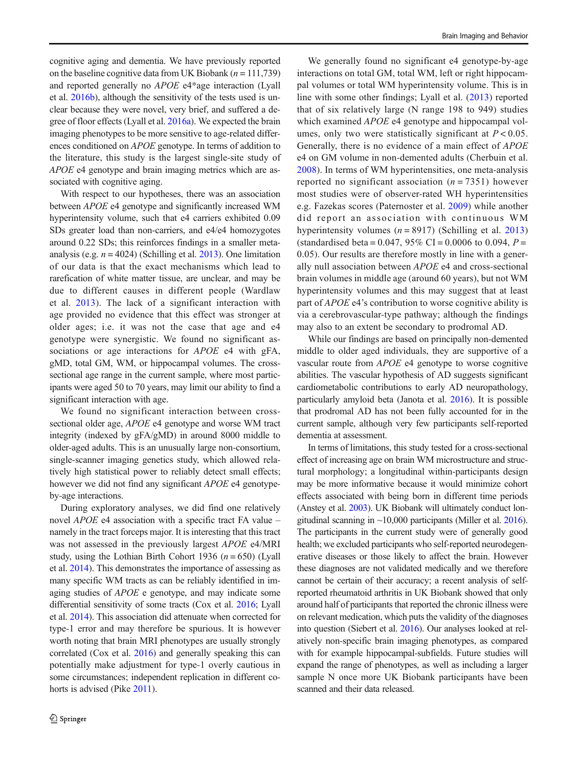cognitive aging and dementia. We have previously reported on the baseline cognitive data from UK Biobank ($n = 111,739$) and reported generally no *APOE* e4*age interaction (Lyall et al. 2016b), although the sensitivity of the tests used is unclear because they were novel, very brief, and suffered a degree of floor effects (Lyall et al. 2016a). We expected the brain imaging phenotypes to be more sensitive to age-related differences conditioned on *APOE* genotype. In terms of addition to the literature, this study is the largest single-site study of *APOE* e4 genotype and brain imaging metrics which are associated with cognitive aging.

With respect to our hypotheses, there was an association between *APOE* e4 genotype and significantly increased WM hyperintensity volume, such that e4 carriers exhibited 0.09 SDs greater load than non-carriers, and e4/e4 homozygotes around 0.22 SDs; this reinforces findings in a smaller meta-analysis (e.g. $n = 4024$) (Schilling et al. 2013). One limitation of our data is that the exact mechanisms which lead to rarefication of white matter tissue, are unclear, and may be due to different causes in different people (Wardlaw et al. 2013). The lack of a significant interaction with age provided no evidence that this effect was stronger at older ages; i.e. it was not the case that age and e4 genotype were synergistic. We found no significant associations or age interactions for *APOE* e4 with gFA, gMD, total GM, WM, or hippocampal volumes. The cross-sectional age range in the current sample, where most participants were aged 50 to 70 years, may limit our ability to find a significant interaction with age.

We found no significant interaction between cross-sectional older age, *APOE* e4 genotype and worse WM tract integrity (indexed by gFA/gMD) in around 8000 middle to older-aged adults. This is an unusually large non-consortium, single-scanner imaging genetics study, which allowed relatively high statistical power to reliably detect small effects; however we did not find any significant *APOE* e4 genotype-by-age interactions.

During exploratory analyses, we did find one relatively novel *APOE* e4 association with a specific tract FA value – namely in the tract forceps major. It is interesting that this tract was not assessed in the previously largest *APOE* e4/MRI study, using the Lothian Birth Cohort 1936 ($n = 650$) (Lyall et al. 2014). This demonstrates the importance of assessing as many specific WM tracts as can be reliably identified in imaging studies of *APOE* e genotype, and may indicate some differential sensitivity of some tracts (Cox et al. 2016; Lyall et al. 2014). This association did attenuate when corrected for type-1 error and may therefore be spurious. It is however worth noting that brain MRI phenotypes are usually strongly correlated (Cox et al. 2016) and generally speaking this can potentially make adjustment for type-1 overly cautious in some circumstances; independent replication in different cohorts is advised (Pike 2011).

We generally found no significant e4 genotype-by-age interactions on total GM, total WM, left or right hippocampal volumes or total WM hyperintensity volume. This is in line with some other findings; Lyall et al. (2013) reported that of six relatively large (N range 198 to 949) studies which examined *APOE* e4 genotype and hippocampal volumes, only two were statistically significant at $P < 0.05$. Generally, there is no evidence of a main effect of *APOE* e4 on GM volume in non-demented adults (Cherbuin et al. 2008). In terms of WM hyperintensities, one meta-analysis reported no significant association ($n = 7351$) however most studies were of observer-rated WH hyperintensities e.g. Fazekas scores (Paternoster et al. 2009) while another did report an association with continuous WM hyperintensity volumes ($n = 8917$) (Schilling et al. 2013) (standardised beta = 0.047, 95% CI = 0.0006 to 0.094, $P = 0.05$). Our results are therefore mostly in line with a generally null association between *APOE* e4 and cross-sectional brain volumes in middle age (around 60 years), but not WM hyperintensity volumes and this may suggest that at least part of *APOE* e4's contribution to worse cognitive ability is via a cerebrovascular-type pathway; although the findings may also to an extent be secondary to prodromal AD.

While our findings are based on principally non-demented middle to older aged individuals, they are supportive of a vascular route from *APOE* e4 genotype to worse cognitive abilities. The vascular hypothesis of AD suggests significant cardiometabolic contributions to early AD neuropathology, particularly amyloid beta (Janota et al. 2016). It is possible that prodromal AD has not been fully accounted for in the current sample, although very few participants self-reported dementia at assessment.

In terms of limitations, this study tested for a cross-sectional effect of increasing age on brain WM microstructure and structural morphology; a longitudinal within-participants design may be more informative because it would minimize cohort effects associated with being born in different time periods (Anstey et al. 2003). UK Biobank will ultimately conduct longitudinal scanning in ~10,000 participants (Miller et al. 2016). The participants in the current study were of generally good health; we excluded participants who self-reported neurodegenerative diseases or those likely to affect the brain. However these diagnoses are not validated medically and we therefore cannot be certain of their accuracy; a recent analysis of self-reported rheumatoid arthritis in UK Biobank showed that only around half of participants that reported the chronic illness were on relevant medication, which puts the validity of the diagnoses into question (Siebert et al. 2016). Our analyses looked at relatively non-specific brain imaging phenotypes, as compared with for example hippocampal-subfields. Future studies will expand the range of phenotypes, as well as including a larger sample N once more UK Biobank participants have been scanned and their data released.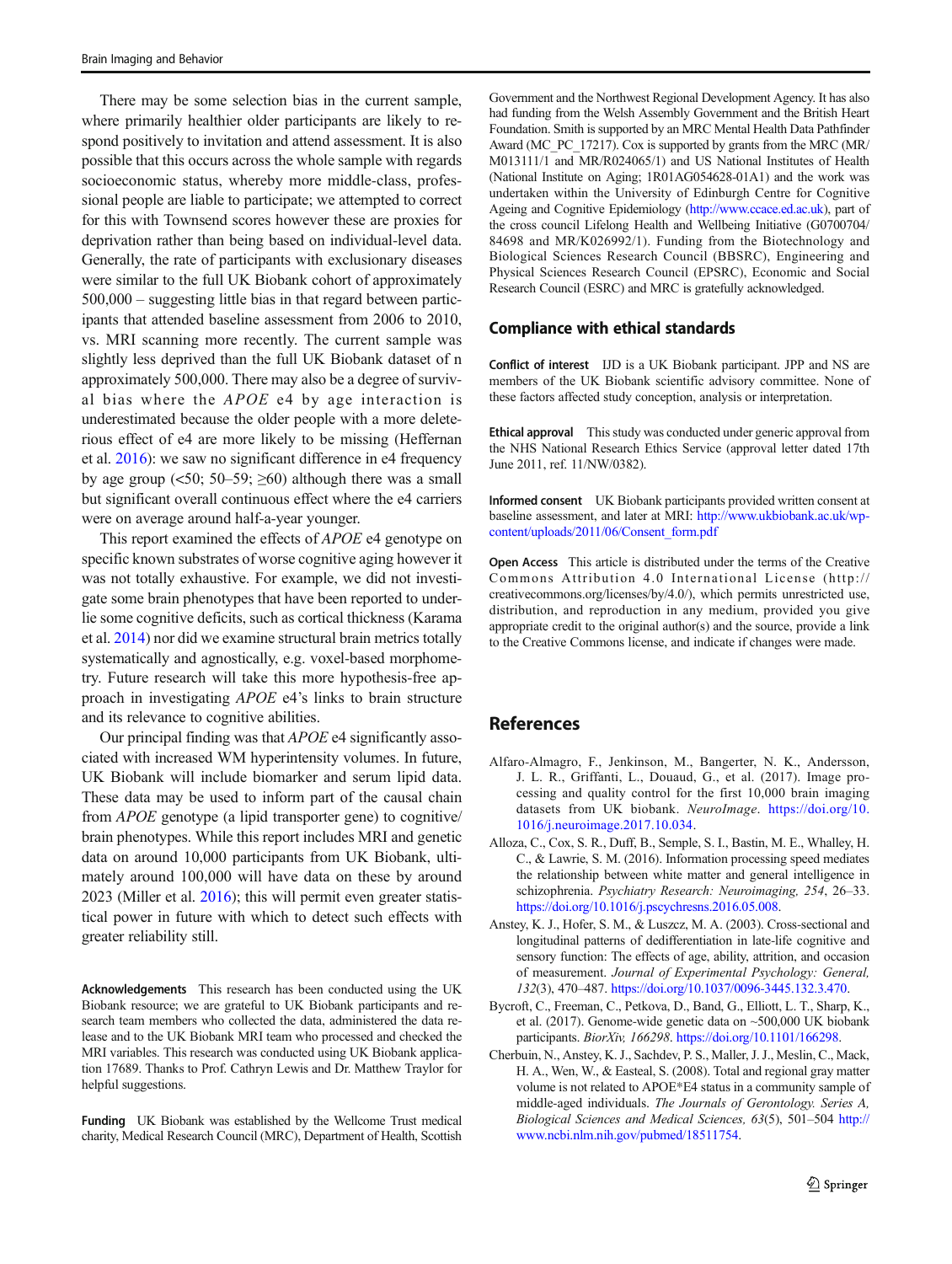There may be some selection bias in the current sample, where primarily healthier older participants are likely to respond positively to invitation and attend assessment. It is also possible that this occurs across the whole sample with regards socioeconomic status, whereby more middle-class, professional people are liable to participate; we attempted to correct for this with Townsend scores however these are proxies for deprivation rather than being based on individual-level data. Generally, the rate of participants with exclusionary diseases were similar to the full UK Biobank cohort of approximately 500,000 – suggesting little bias in that regard between participants that attended baseline assessment from 2006 to 2010, vs. MRI scanning more recently. The current sample was slightly less deprived than the full UK Biobank dataset of n approximately 500,000. There may also be a degree of survival bias where the *APOE* e4 by age interaction is underestimated because the older people with a more deleterious effect of e4 are more likely to be missing (Heffernan et al. 2016): we saw no significant difference in e4 frequency by age group (<50; 50–59; ≥60) although there was a small but significant overall continuous effect where the e4 carriers were on average around half-a-year younger.

This report examined the effects of *APOE* e4 genotype on specific known substrates of worse cognitive aging however it was not totally exhaustive. For example, we did not investigate some brain phenotypes that have been reported to underlie some cognitive deficits, such as cortical thickness (Karama et al. 2014) nor did we examine structural brain metrics totally systematically and agnostically, e.g. voxel-based morphometry. Future research will take this more hypothesis-free approach in investigating *APOE* e4's links to brain structure and its relevance to cognitive abilities.

Our principal finding was that *APOE* e4 significantly associated with increased WM hyperintensity volumes. In future, UK Biobank will include biomarker and serum lipid data. These data may be used to inform part of the causal chain from *APOE* genotype (a lipid transporter gene) to cognitive/brain phenotypes. While this report includes MRI and genetic data on around 10,000 participants from UK Biobank, ultimately around 100,000 will have data on these by around 2023 (Miller et al. 2016); this will permit even greater statistical power in future with which to detect such effects with greater reliability still.

**Acknowledgements** This research has been conducted using the UK Biobank resource; we are grateful to UK Biobank participants and research team members who collected the data, administered the data release and to the UK Biobank MRI team who processed and checked the MRI variables. This research was conducted using UK Biobank application 17689. Thanks to Prof. Cathryn Lewis and Dr. Matthew Traylor for helpful suggestions.

**Funding** UK Biobank was established by the Wellcome Trust medical charity, Medical Research Council (MRC), Department of Health, Scottish Government and the Northwest Regional Development Agency. It has also had funding from the Welsh Assembly Government and the British Heart Foundation. Smith is supported by an MRC Mental Health Data Pathfinder Award (MC_PC_17217). Cox is supported by grants from the MRC (MR/M013111/1 and MR/R024065/1) and US National Institutes of Health (National Institute on Aging; 1R01AG054628-01A1) and the work was undertaken within the University of Edinburgh Centre for Cognitive Ageing and Cognitive Epidemiology (http://www.ccace.ed.ac.uk), part of the cross council Lifelong Health and Wellbeing Initiative (G0700704/84698 and MR/K026992/1). Funding from the Biotechnology and Biological Sciences Research Council (BBSRC), Engineering and Physical Sciences Research Council (EPSRC), Economic and Social Research Council (ESRC) and MRC is gratefully acknowledged.

## Compliance with ethical standards

**Conflict of interest** IJD is a UK Biobank participant. JPP and NS are members of the UK Biobank scientific advisory committee. None of these factors affected study conception, analysis or interpretation.

**Ethical approval** This study was conducted under generic approval from the NHS National Research Ethics Service (approval letter dated 17th June 2011, ref. 11/NW/0382).

**Informed consent** UK Biobank participants provided written consent at baseline assessment, and later at MRI: http://www.ukbiobank.ac.uk/wp-content/uploads/2011/06/Consent_form.pdf

**Open Access** This article is distributed under the terms of the Creative Commons Attribution 4.0 International License (http://creativecommons.org/licenses/by/4.0/), which permits unrestricted use, distribution, and reproduction in any medium, provided you give appropriate credit to the original author(s) and the source, provide a link to the Creative Commons license, and indicate if changes were made.

## References

Alfaro-Almagro, F., Jenkinson, M., Bangerter, N. K., Andersson, J. L. R., Griffanti, L., Douaud, G., et al. (2017). Image processing and quality control for the first 10,000 brain imaging datasets from UK biobank. *NeuroImage*. https://doi.org/10.1016/j.neuroimage.2017.10.034.

Alloza, C., Cox, S. R., Duff, B., Semple, S. I., Bastin, M. E., Whalley, H. C., & Lawrie, S. M. (2016). Information processing speed mediates the relationship between white matter and general intelligence in schizophrenia. *Psychiatry Research: Neuroimaging, 254*, 26–33. https://doi.org/10.1016/j.pscychresns.2016.05.008.

Anstey, K. J., Hofer, S. M., & Luszcz, M. A. (2003). Cross-sectional and longitudinal patterns of dedifferentiation in late-life cognitive and sensory function: The effects of age, ability, attrition, and occasion of measurement. *Journal of Experimental Psychology: General, 132*(3), 470–487. https://doi.org/10.1037/0096-3445.132.3.470.

Bycroft, C., Freeman, C., Petkova, D., Band, G., Elliott, L. T., Sharp, K., et al. (2017). Genome-wide genetic data on ~500,000 UK biobank participants. *BiorXiv, 166298*. https://doi.org/10.1101/166298.

Cherbuin, N., Anstey, K. J., Sachdev, P. S., Maller, J. J., Meslin, C., Mack, H. A., Wen, W., & Easteal, S. (2008). Total and regional gray matter volume is not related to APOE*E4 status in a community sample of middle-aged individuals. *The Journals of Gerontology. Series A, Biological Sciences and Medical Sciences, 63*(5), 501–504 http://www.ncbi.nlm.nih.gov/pubmed/18511754.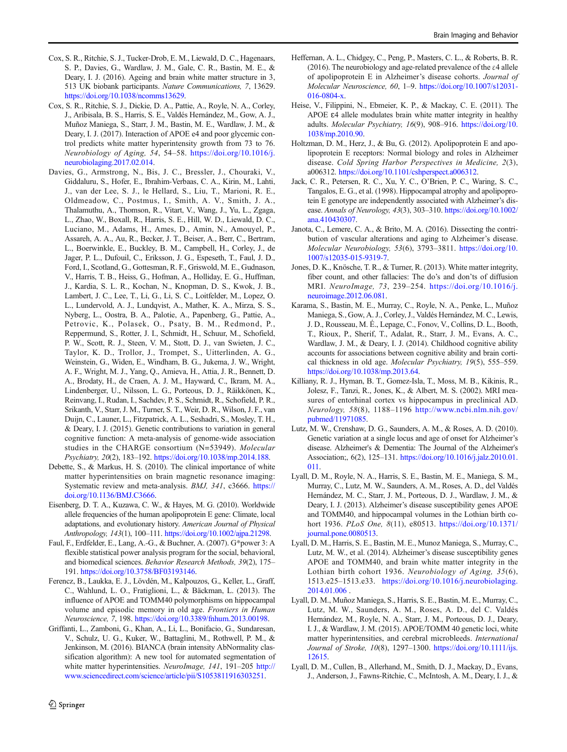Cox, S. R., Ritchie, S. J., Tucker-Drob, E. M., Liewald, D. C., Hagenaars, S. P., Davies, G., Wardlaw, J. M., Gale, C. R., Bastin, M. E., & Deary, I. J. (2016). Ageing and brain white matter structure in 3, 513 UK biobank participants. *Nature Communications, 7*, 13629. https://doi.org/10.1038/ncomms13629.

Cox, S. R., Ritchie, S. J., Dickie, D. A., Pattie, A., Royle, N. A., Corley, J., Aribisala, B. S., Harris, S. E., Valdés Hernández, M., Gow, A. J., Muñoz Maniega, S., Starr, J. M., Bastin, M. E., Wardlaw, J. M., & Deary, I. J. (2017). Interaction of APOE e4 and poor glycemic control predicts white matter hyperintensity growth from 73 to 76. *Neurobiology of Aging, 54*, 54–58. https://doi.org/10.1016/j.neurobiolaging.2017.02.014.

Davies, G., Armstrong, N., Bis, J. C., Bressler, J., Chouraki, V., Giddaluru, S., Hofer, E., Ibrahim-Verbaas, C. A., Kirin, M., Lahti, J., van der Lee, S. J., le Hellard, S., Liu, T., Marioni, R. E., Oldmeadow, C., Postmus, I., Smith, A. V., Smith, J. A., Thalamuthu, A., Thomson, R., Vitart, V., Wang, J., Yu, L., Zgaga, L., Zhao, W., Boxall, R., Harris, S. E., Hill, W. D., Liewald, D. C., Luciano, M., Adams, H., Ames, D., Amin, N., Amouyel, P., Assareh, A. A., Au, R., Becker, J. T., Beiser, A., Berr, C., Bertram, L., Boerwinkle, E., Buckley, B. M., Campbell, H., Corley, J., de Jager, P. L., Dufouil, C., Eriksson, J. G., Espeseth, T., Faul, J. D., Ford, I., Scotland, G., Gottesman, R. F., Griswold, M. E., Gudnason, V., Harris, T. B., Heiss, G., Hofman, A., Holliday, E. G., Huffman, J., Kardia, S. L. R., Kochan, N., Knopman, D. S., Kwok, J. B., Lambert, J. C., Lee, T., Li, G., Li, S. C., Loitfelder, M., Lopez, O. L., Lundervold, A. J., Lundqvist, A., Mather, K. A., Mirza, S. S., Nyberg, L., Oostra, B. A., Palotie, A., Papenberg, G., Pattie, A., Petrovic, K., Polasek, O., Psaty, B. M., Redmond, P., Reppermund, S., Rotter, J. I., Schmidt, H., Schuur, M., Schofield, P. W., Scott, R. J., Steen, V. M., Stott, D. J., van Swieten, J. C., Taylor, K. D., Trollor, J., Trompet, S., Uitterlinden, A. G., Weinstein, G., Widen, E., Windham, B. G., Jukema, J. W., Wright, A. F., Wright, M. J., Yang, Q., Amieva, H., Attia, J. R., Bennett, D. A., Brodaty, H., de Craen, A. J. M., Hayward, C., Ikram, M. A., Lindenberger, U., Nilsson, L. G., Porteous, D. J., Räikkönen, K., Reinvang, I., Rudan, I., Sachdev, P. S., Schmidt, R., Schofield, P. R., Srikanth, V., Starr, J. M., Turner, S. T., Weir, D. R., Wilson, J. F., van Duijn, C., Launer, L., Fitzpatrick, A. L., Seshadri, S., Mosley, T. H., & Deary, I. J. (2015). Genetic contributions to variation in general cognitive function: A meta-analysis of genome-wide association studies in the CHARGE consortium (N=53949). *Molecular Psychiatry, 20*(2), 183–192. https://doi.org/10.1038/mp.2014.188.

Debette, S., & Markus, H. S. (2010). The clinical importance of white matter hyperintensities on brain magnetic resonance imaging: Systematic review and meta-analysis. *BMJ, 341*, c3666. https://doi.org/10.1136/BMJ.C3666.

Eisenberg, D. T. A., Kuzawa, C. W., & Hayes, M. G. (2010). Worldwide allele frequencies of the human apolipoprotein E gene: Climate, local adaptations, and evolutionary history. *American Journal of Physical Anthropology, 143*(1), 100–111. https://doi.org/10.1002/ajpa.21298.

Faul, F., Erdfelder, E., Lang, A.-G., & Buchner, A. (2007). G*power 3: A flexible statistical power analysis program for the social, behavioral, and biomedical sciences. *Behavior Research Methods, 39*(2), 175–191. https://doi.org/10.3758/BF03193146.

Ferencz, B., Laukka, E. J., Lövdén, M., Kalpouzos, G., Keller, L., Graff, C., Wahlund, L. O., Fratiglioni, L., & Bäckman, L. (2013). The influence of APOE and TOMM40 polymorphisms on hippocampal volume and episodic memory in old age. *Frontiers in Human Neuroscience, 7*, 198. https://doi.org/10.3389/fnhum.2013.00198.

Griffanti, L., Zamboni, G., Khan, A., Li, L., Bonifacio, G., Sundaresan, V., Schulz, U. G., Kuker, W., Battaglini, M., Rothwell, P. M., & Jenkinson, M. (2016). BIANCA (brain intensity AbNormality classification algorithm): A new tool for automated segmentation of white matter hyperintensities. *NeuroImage, 141*, 191–205 http://www.sciencedirect.com/science/article/pii/S1053811916303251.

Heffernan, A. L., Chidgey, C., Peng, P., Masters, C. L., & Roberts, B. R. (2016). The neurobiology and age-related prevalence of the ε4 allele of apolipoprotein E in Alzheimer's disease cohorts. *Journal of Molecular Neuroscience, 60*, 1–9. https://doi.org/10.1007/s12031-016-0804-x.

Heise, V., Filippini, N., Ebmeier, K. P., & Mackay, C. E. (2011). The APOE ε4 allele modulates brain white matter integrity in healthy adults. *Molecular Psychiatry, 16*(9), 908–916. https://doi.org/10.1038/mp.2010.90.

Holtzman, D. M., Herz, J., & Bu, G. (2012). Apolipoprotein E and apolipoprotein E receptors: Normal biology and roles in Alzheimer disease. *Cold Spring Harbor Perspectives in Medicine, 2*(3), a006312. https://doi.org/10.1101/cshperspect.a006312.

Jack, C. R., Petersen, R. C., Xu, Y. C., O'Brien, P. C., Waring, S. C., Tangalos, E. G., et al. (1998). Hippocampal atrophy and apolipoprotein E genotype are independently associated with Alzheimer's disease. *Annals of Neurology, 43*(3), 303–310. https://doi.org/10.1002/ana.410430307.

Janota, C., Lemere, C. A., & Brito, M. A. (2016). Dissecting the contribution of vascular alterations and aging to Alzheimer's disease. *Molecular Neurobiology, 53*(6), 3793–3811. https://doi.org/10.1007/s12035-015-9319-7.

Jones, D. K., Knösche, T. R., & Turner, R. (2013). White matter integrity, fiber count, and other fallacies: The do's and don'ts of diffusion MRI. *NeuroImage, 73*, 239–254. https://doi.org/10.1016/j.neuroimage.2012.06.081.

Karama, S., Bastin, M. E., Murray, C., Royle, N. A., Penke, L., Muñoz Maniega, S., Gow, A. J., Corley, J., Valdés Hernández, M. C., Lewis, J. D., Rousseau, M. É., Lepage, C., Fonov, V., Collins, D. L., Booth, T., Rioux, P., Sherif, T., Adalat, R., Starr, J. M., Evans, A. C., Wardlaw, J. M., & Deary, I. J. (2014). Childhood cognitive ability accounts for associations between cognitive ability and brain cortical thickness in old age. *Molecular Psychiatry, 19*(5), 555–559. https://doi.org/10.1038/mp.2013.64.

Killiany, R. J., Hyman, B. T., Gomez-Isla, T., Moss, M. B., Kikinis, R., Jolesz, F., Tanzi, R., Jones, K., & Albert, M. S. (2002). MRI measures of entorhinal cortex vs hippocampus in preclinical AD. *Neurology, 58*(8), 1188–1196 http://www.ncbi.nlm.nih.gov/pubmed/11971085.

Lutz, M. W., Crenshaw, D. G., Saunders, A. M., & Roses, A. D. (2010). Genetic variation at a single locus and age of onset for Alzheimer's disease. Alzheimer's & Dementia: The Journal of the Alzheimer's Association;, 6(2), 125–131. https://doi.org/10.1016/j.jalz.2010.01.011.

Lyall, D. M., Royle, N. A., Harris, S. E., Bastin, M. E., Maniega, S. M., Murray, C., Lutz, M. W., Saunders, A. M., Roses, A. D., del Valdés Hernández, M. C., Starr, J. M., Porteous, D. J., Wardlaw, J. M., & Deary, I. J. (2013). Alzheimer's disease susceptibility genes APOE and TOMM40, and hippocampal volumes in the Lothian birth cohort 1936. *PLoS One, 8*(11), e80513. https://doi.org/10.1371/journal.pone.0080513.

Lyall, D. M., Harris, S. E., Bastin, M. E., Munoz Maniega, S., Murray, C., Lutz, M. W., et al. (2014). Alzheimer's disease susceptibility genes APOE and TOMM40, and brain white matter integrity in the Lothian birth cohort 1936. *Neurobiology of Aging, 35*(6), 1513.e25–1513.e33. https://doi.org/10.1016/j.neurobiolaging.2014.01.006 .

Lyall, D. M., Muñoz Maniega, S., Harris, S. E., Bastin, M. E., Murray, C., Lutz, M. W., Saunders, A. M., Roses, A. D., del C. Valdés Hernández, M., Royle, N. A., Starr, J. M., Porteous, D. J., Deary, I. J., & Wardlaw, J. M. (2015). APOE/TOMM 40 genetic loci, white matter hyperintensities, and cerebral microbleeds. *International Journal of Stroke, 10*(8), 1297–1300. https://doi.org/10.1111/ijs.12615.

Lyall, D. M., Cullen, B., Allerhand, M., Smith, D. J., Mackay, D., Evans, J., Anderson, J., Fawns-Ritchie, C., McIntosh, A. M., Deary, I. J., &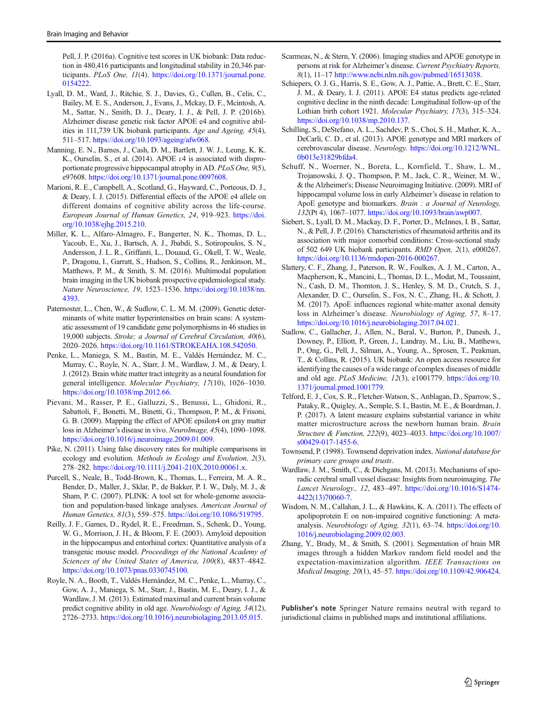Pell, J. P. (2016a). Cognitive test scores in UK biobank: Data reduction in 480,416 participants and longitudinal stability in 20,346 participants. *PLoS One, 11*(4). https://doi.org/10.1371/journal.pone.0154222.

Lyall, D. M., Ward, J., Ritchie, S. J., Davies, G., Cullen, B., Celis, C., Bailey, M. E. S., Anderson, J., Evans, J., Mckay, D. F., Mcintosh, A. M., Sattar, N., Smith, D. J., Deary, I. J., & Pell, J. P. (2016b). Alzheimer disease genetic risk factor APOE e4 and cognitive abilities in 111,739 UK biobank participants. *Age and Ageing, 45*(4), 511–517. https://doi.org/10.1093/ageing/afw068.

Manning, E. N., Barnes, J., Cash, D. M., Bartlett, J. W. J., Leung, K. K. K., Ourselin, S., et al. (2014). APOE ε4 is associated with disproportionate progressive hippocampal atrophy in AD. *PLoS One, 9*(5), e97608. https://doi.org/10.1371/journal.pone.0097608.

Marioni, R. E., Campbell, A., Scotland, G., Hayward, C., Porteous, D. J., & Deary, I. J. (2015). Differential effects of the APOE e4 allele on different domains of cognitive ability across the life-course. *European Journal of Human Genetics, 24*, 919–923. https://doi.org/10.1038/ejhg.2015.210.

Miller, K. L., Alfaro-Almagro, F., Bangerter, N. K., Thomas, D. L., Yacoub, E., Xu, J., Bartsch, A. J., Jbabdi, S., Sotiropoulos, S. N., Andersson, J. L. R., Griffanti, L., Douaud, G., Okell, T. W., Weale, P., Dragonu, I., Garratt, S., Hudson, S., Collins, R., Jenkinson, M., Matthews, P. M., & Smith, S. M. (2016). Multimodal population brain imaging in the UK biobank prospective epidemiological study. *Nature Neuroscience, 19*, 1523–1536. https://doi.org/10.1038/nn.4393.

Paternoster, L., Chen, W., & Sudlow, C. L. M. M. (2009). Genetic determinants of white matter hyperintensities on brain scans: A systematic assessment of 19 candidate gene polymorphisms in 46 studies in 19,000 subjects. *Stroke; a Journal of Cerebral Circulation, 40*(6), 2020–2026. https://doi.org/10.1161/STROKEAHA.108.542050.

Penke, L., Maniega, S. M., Bastin, M. E., Valdés Hernández, M. C., Murray, C., Royle, N. A., Starr, J. M., Wardlaw, J. M., & Deary, I. J. (2012). Brain white matter tract integrity as a neural foundation for general intelligence. *Molecular Psychiatry, 17*(10), 1026–1030. https://doi.org/10.1038/mp.2012.66.

Pievani, M., Rasser, P. E., Galluzzi, S., Benussi, L., Ghidoni, R., Sabattoli, F., Bonetti, M., Binetti, G., Thompson, P. M., & Frisoni, G. B. (2009). Mapping the effect of APOE epsilon4 on gray matter loss in Alzheimer's disease in vivo. *NeuroImage, 45*(4), 1090–1098. https://doi.org/10.1016/j.neuroimage.2009.01.009.

Pike, N. (2011). Using false discovery rates for multiple comparisons in ecology and evolution. *Methods in Ecology and Evolution, 2*(3), 278–282. https://doi.org/10.1111/j.2041-210X.2010.00061.x.

Purcell, S., Neale, B., Todd-Brown, K., Thomas, L., Ferreira, M. A. R., Bender, D., Maller, J., Sklar, P., de Bakker, P. I. W., Daly, M. J., & Sham, P. C. (2007). PLINK: A tool set for whole-genome association and population-based linkage analyses. *American Journal of Human Genetics, 81*(3), 559–575. https://doi.org/10.1086/519795.

Reilly, J. F., Games, D., Rydel, R. E., Freedman, S., Schenk, D., Young, W. G., Morrison, J. H., & Bloom, F. E. (2003). Amyloid deposition in the hippocampus and entorhinal cortex: Quantitative analysis of a transgenic mouse model. *Proceedings of the National Academy of Sciences of the United States of America, 100*(8), 4837–4842. https://doi.org/10.1073/pnas.0330745100.

Royle, N. A., Booth, T., Valdés Hernández, M. C., Penke, L., Murray, C., Gow, A. J., Maniega, S. M., Starr, J., Bastin, M. E., Deary, I. J., & Wardlaw, J. M. (2013). Estimated maximal and current brain volume predict cognitive ability in old age. *Neurobiology of Aging, 34*(12), 2726–2733. https://doi.org/10.1016/j.neurobiolaging.2013.05.015.

Scarmeas, N., & Stern, Y. (2006). Imaging studies and APOE genotype in persons at risk for Alzheimer's disease. *Current Psychiatry Reports, 8*(1), 11–17 http://www.ncbi.nlm.nih.gov/pubmed/16513038.

Schiepers, O. J. G., Harris, S. E., Gow, A. J., Pattie, A., Brett, C. E., Starr, J. M., & Deary, I. J. (2011). APOE E4 status predicts age-related cognitive decline in the ninth decade: Longitudinal follow-up of the Lothian birth cohort 1921. *Molecular Psychiatry, 17*(3), 315–324. https://doi.org/10.1038/mp.2010.137.

Schilling, S., DeStefano, A. L., Sachdev, P. S., Choi, S. H., Mather, K. A., DeCarli, C. D., et al. (2013). APOE genotype and MRI markers of cerebrovascular disease. *Neurology.* https://doi.org/10.1212/WNL.0b013e31829bfda4.

Schuff, N., Woerner, N., Boreta, L., Kornfield, T., Shaw, L. M., Trojanowski, J. Q., Thompson, P. M., Jack, C. R., Weiner, M. W., & the Alzheimer's; Disease Neuroimaging Initiative. (2009). MRI of hippocampal volume loss in early Alzheimer's disease in relation to ApoE genotype and biomarkers. *Brain : a Journal of Neurology, 132*(Pt 4), 1067–1077. https://doi.org/10.1093/brain/awp007.

Siebert, S., Lyall, D. M., Mackay, D. F., Porter, D., McInnes, I. B., Sattar, N., & Pell, J. P. (2016). Characteristics of rheumatoid arthritis and its association with major comorbid conditions: Cross-sectional study of 502 649 UK biobank participants. *RMD Open, 2*(1), e000267. https://doi.org/10.1136/rmdopen-2016-000267.

Slattery, C. F., Zhang, J., Paterson, R. W., Foulkes, A. J. M., Carton, A., Macpherson, K., Mancini, L., Thomas, D. L., Modat, M., Toussaint, N., Cash, D. M., Thornton, J. S., Henley, S. M. D., Crutch, S. J., Alexander, D. C., Ourselin, S., Fox, N. C., Zhang, H., & Schott, J. M. (2017). ApoE influences regional white-matter axonal density loss in Alzheimer's disease. *Neurobiology of Aging, 57*, 8–17. https://doi.org/10.1016/j.neurobiolaging.2017.04.021.

Sudlow, C., Gallacher, J., Allen, N., Beral, V., Burton, P., Danesh, J., Downey, P., Elliott, P., Green, J., Landray, M., Liu, B., Matthews, P., Ong, G., Pell, J., Silman, A., Young, A., Sprosen, T., Peakman, T., & Collins, R. (2015). UK biobank: An open access resource for identifying the causes of a wide range of complex diseases of middle and old age. *PLoS Medicine, 12*(3), e1001779. https://doi.org/10.1371/journal.pmed.1001779.

Telford, E. J., Cox, S. R., Fletcher-Watson, S., Anblagan, D., Sparrow, S., Pataky, R., Quigley, A., Semple, S. I., Bastin, M. E., & Boardman, J. P. (2017). A latent measure explains substantial variance in white matter microstructure across the newborn human brain. *Brain Structure & Function, 222*(9), 4023–4033. https://doi.org/10.1007/s00429-017-1455-6.

Townsend, P. (1998). Townsend deprivation index. *National database for primary care groups and trusts*.

Wardlaw, J. M., Smith, C., & Dichgans, M. (2013). Mechanisms of sporadic cerebral small vessel disease: Insights from neuroimaging. *The Lancet Neurology., 12*, 483–497. https://doi.org/10.1016/S1474-4422(13)70060-7.

Wisdom, N. M., Callahan, J. L., & Hawkins, K. A. (2011). The effects of apolipoprotein E on non-impaired cognitive functioning: A meta-analysis. *Neurobiology of Aging, 32*(1), 63–74. https://doi.org/10.1016/j.neurobiolaging.2009.02.003.

Zhang, Y., Brady, M., & Smith, S. (2001). Segmentation of brain MR images through a hidden Markov random field model and the expectation-maximization algorithm. *IEEE Transactions on Medical Imaging, 20*(1), 45–57. https://doi.org/10.1109/42.906424.

**Publisher's note** Springer Nature remains neutral with regard to jurisdictional claims in published maps and institutional affiliations.